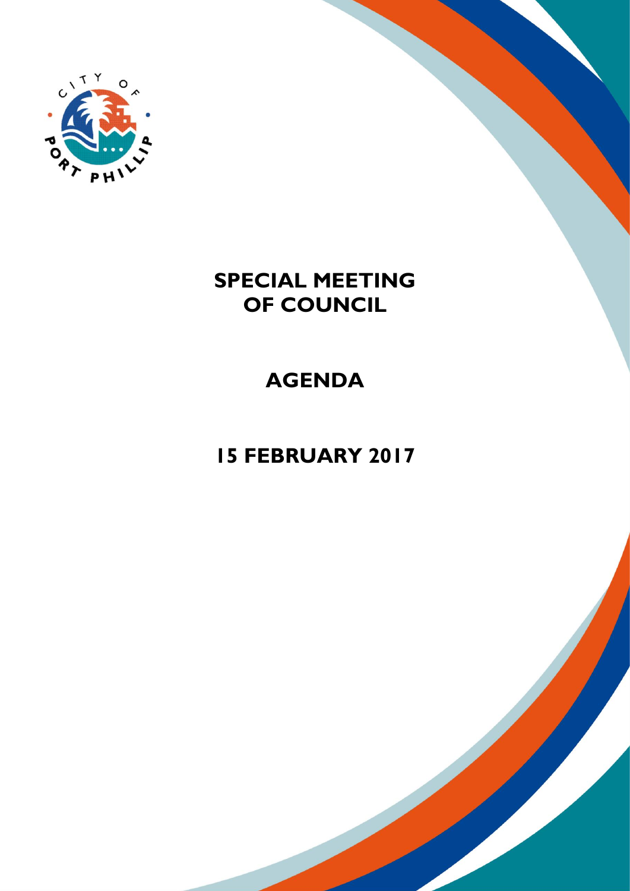# SPECIAL MEETING OF COUNCIL

# AGENDA

# 15 FEBRUARY 2017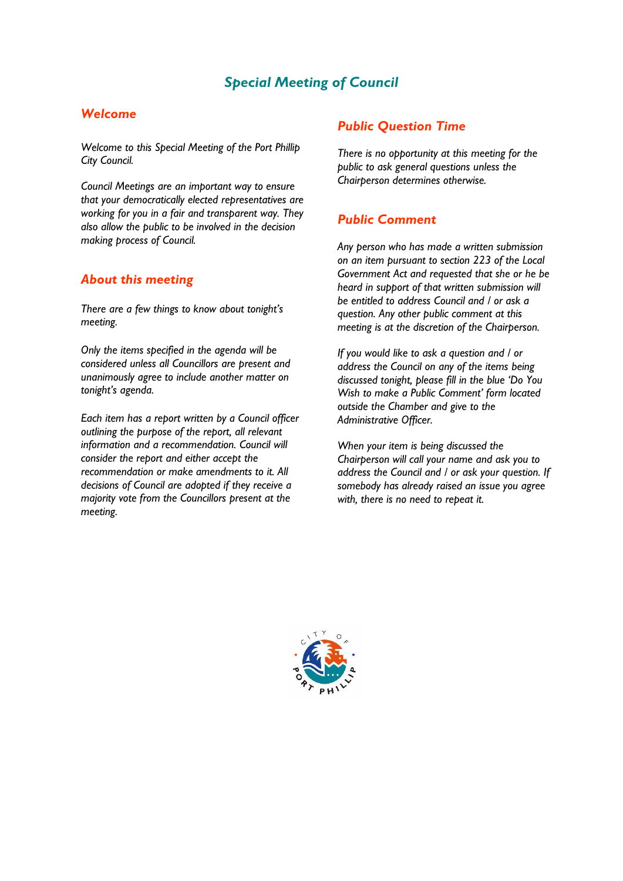# *Special Meeting of Council*

## *Welcome*

*Welcome to this Special Meeting of the Port Phillip City Council.*

*Council Meetings are an important way to ensure that your democratically elected representatives are working for you in a fair and transparent way. They also allow the public to be involved in the decision making process of Council.*

## *About this meeting*

*There are a few things to know about tonight's meeting.*

*Only the items specified in the agenda will be considered unless all Councillors are present and unanimously agree to include another matter on tonight's agenda.*

*Each item has a report written by a Council officer outlining the purpose of the report, all relevant information and a recommendation. Council will consider the report and either accept the recommendation or make amendments to it. All decisions of Council are adopted if they receive a majority vote from the Councillors present at the meeting.*

## *Public Question Time*

*There is no opportunity at this meeting for the public to ask general questions unless the Chairperson determines otherwise.*

## *Public Comment*

*Any person who has made a written submission on an item pursuant to section 223 of the Local Government Act and requested that she or he be heard in support of that written submission will be entitled to address Council and / or ask a question. Any other public comment at this meeting is at the discretion of the Chairperson.*

*If you would like to ask a question and / or address the Council on any of the items being discussed tonight, please fill in the blue 'Do You Wish to make a Public Comment' form located outside the Chamber and give to the Administrative Officer.*

*When your item is being discussed the Chairperson will call your name and ask you to address the Council and / or ask your question. If somebody has already raised an issue you agree with, there is no need to repeat it.*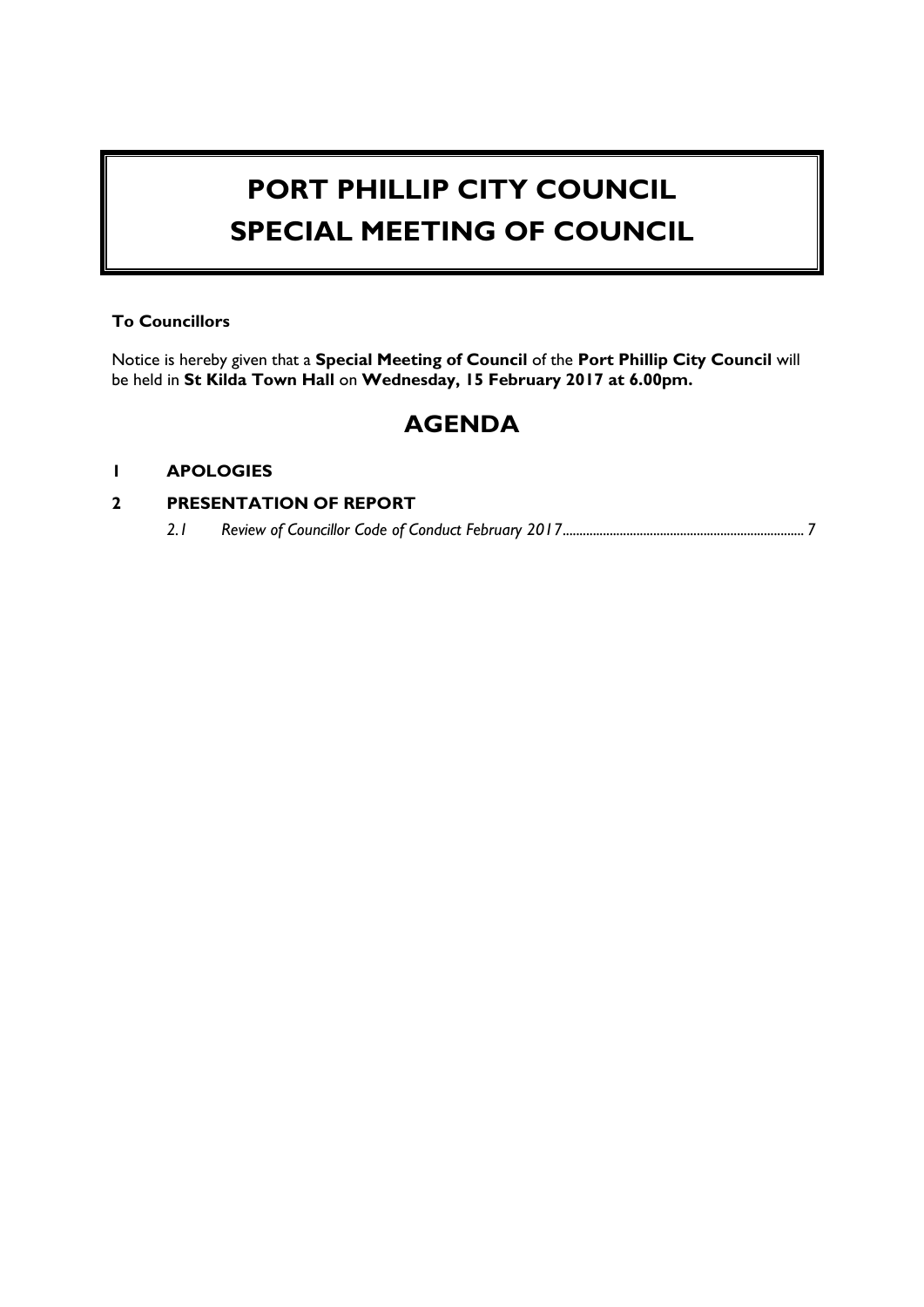# PORT PHILLIP CITY COUNCIL
# SPECIAL MEETING OF COUNCIL

**To Councillors**

Notice is hereby given that a **Special Meeting of Council** of the **Port Phillip City Council** will be held in **St Kilda Town Hall** on **Wednesday, 15 February 2017 at 6.00pm.**

## AGENDA

**1 APOLOGIES**

**2 PRESENTATION OF REPORT**

*2.1 Review of Councillor Code of Conduct February 2017* ........................................................................ 7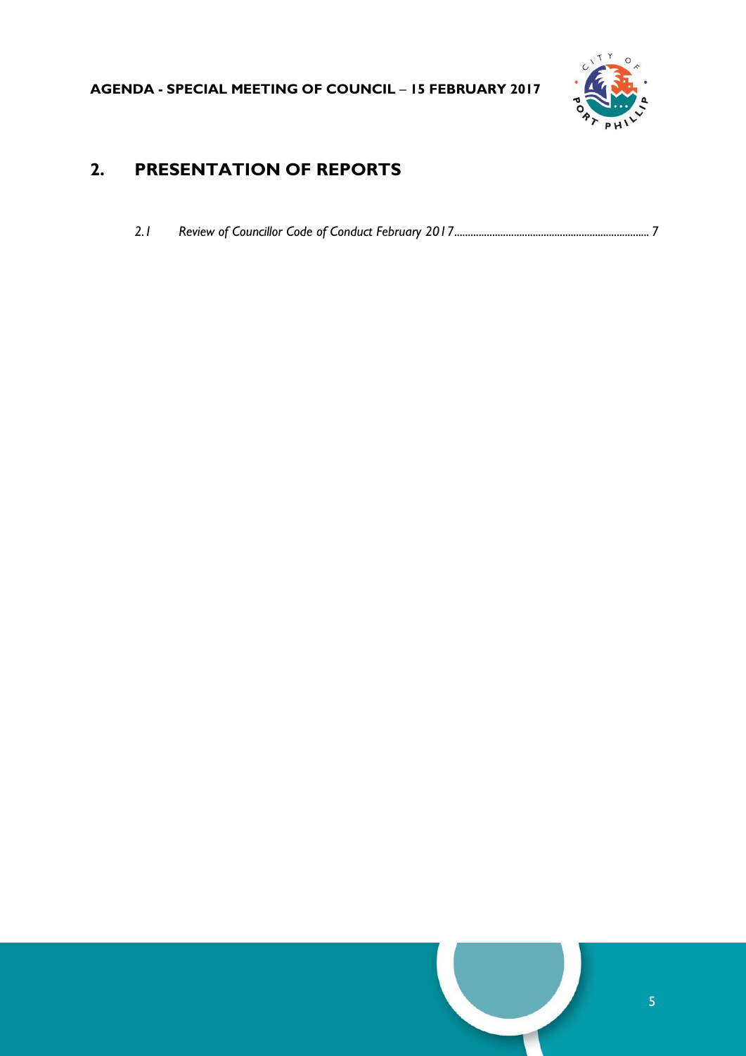# 2. PRESENTATION OF REPORTS

*2.1 Review of Councillor Code of Conduct February 2017........................................................................ 7*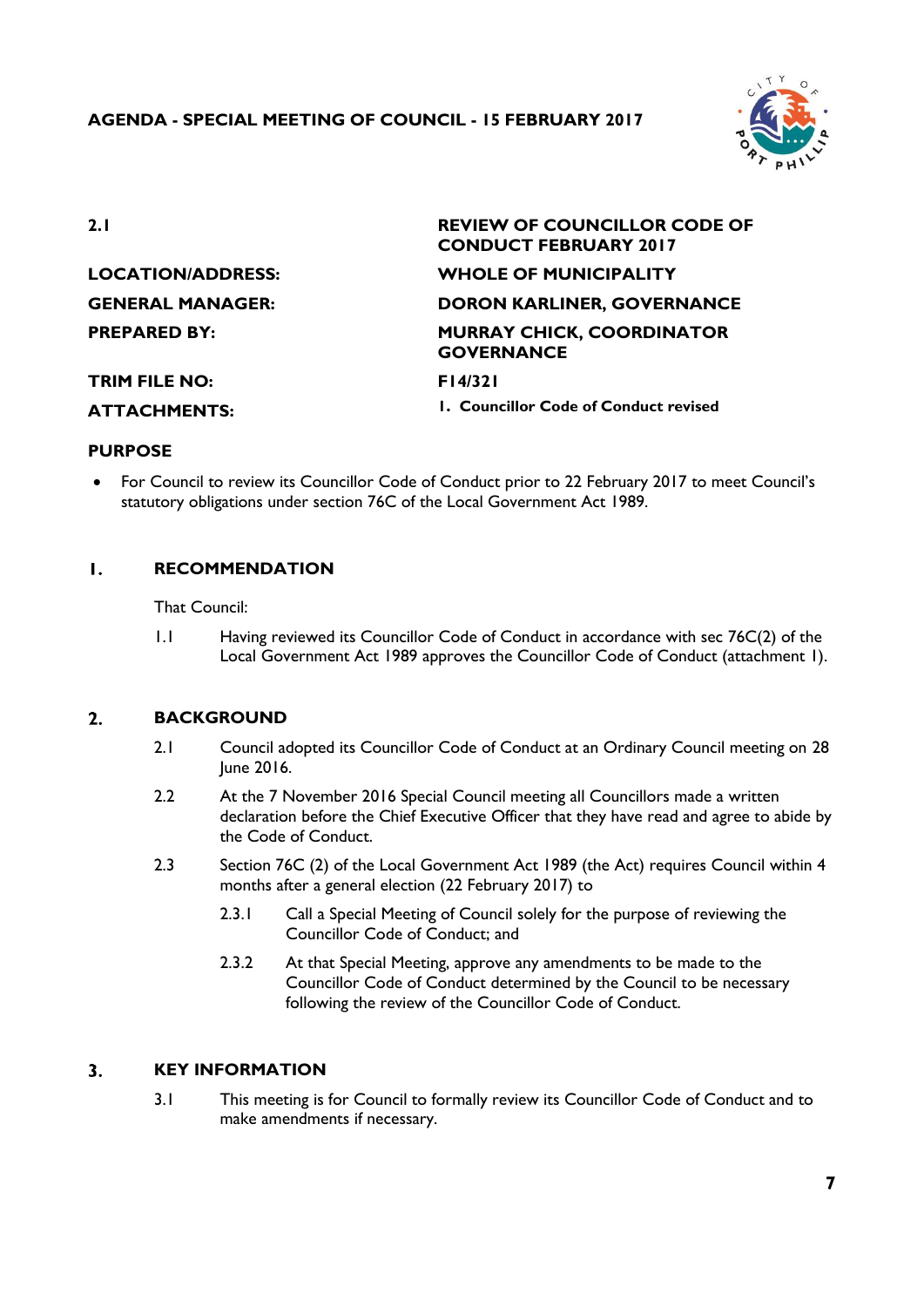## 2.1 REVIEW OF COUNCILLOR CODE OF CONDUCT FEBRUARY 2017

**LOCATION/ADDRESS:** WHOLE OF MUNICIPALITY

**GENERAL MANAGER:** DORON KARLINER, GOVERNANCE

**PREPARED BY:** MURRAY CHICK, COORDINATOR GOVERNANCE

**TRIM FILE NO:** F14/321

**ATTACHMENTS:** 1. Councillor Code of Conduct revised

### PURPOSE

- For Council to review its Councillor Code of Conduct prior to 22 February 2017 to meet Council's statutory obligations under section 76C of the Local Government Act 1989.

### 1. RECOMMENDATION

That Council:

1.1 Having reviewed its Councillor Code of Conduct in accordance with sec 76C(2) of the Local Government Act 1989 approves the Councillor Code of Conduct (attachment 1).

### 2. BACKGROUND

2.1 Council adopted its Councillor Code of Conduct at an Ordinary Council meeting on 28 June 2016.

2.2 At the 7 November 2016 Special Council meeting all Councillors made a written declaration before the Chief Executive Officer that they have read and agree to abide by the Code of Conduct.

2.3 Section 76C (2) of the Local Government Act 1989 (the Act) requires Council within 4 months after a general election (22 February 2017) to

2.3.1 Call a Special Meeting of Council solely for the purpose of reviewing the Councillor Code of Conduct; and

2.3.2 At that Special Meeting, approve any amendments to be made to the Councillor Code of Conduct determined by the Council to be necessary following the review of the Councillor Code of Conduct.

### 3. KEY INFORMATION

3.1 This meeting is for Council to formally review its Councillor Code of Conduct and to make amendments if necessary.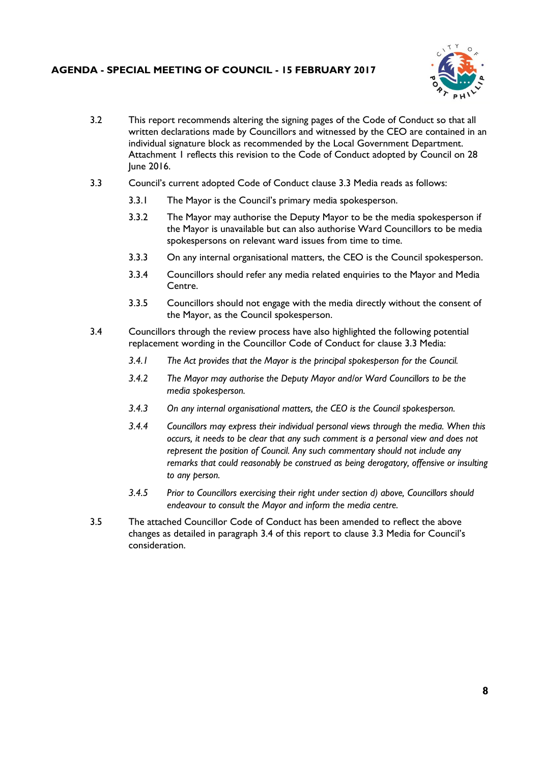3.2 This report recommends altering the signing pages of the Code of Conduct so that all written declarations made by Councillors and witnessed by the CEO are contained in an individual signature block as recommended by the Local Government Department. Attachment 1 reflects this revision to the Code of Conduct adopted by Council on 28 June 2016.

3.3 Council's current adopted Code of Conduct clause 3.3 Media reads as follows:

3.3.1 The Mayor is the Council's primary media spokesperson.

3.3.2 The Mayor may authorise the Deputy Mayor to be the media spokesperson if the Mayor is unavailable but can also authorise Ward Councillors to be media spokespersons on relevant ward issues from time to time.

3.3.3 On any internal organisational matters, the CEO is the Council spokesperson.

3.3.4 Councillors should refer any media related enquiries to the Mayor and Media Centre.

3.3.5 Councillors should not engage with the media directly without the consent of the Mayor, as the Council spokesperson.

3.4 Councillors through the review process have also highlighted the following potential replacement wording in the Councillor Code of Conduct for clause 3.3 Media:

*3.4.1 The Act provides that the Mayor is the principal spokesperson for the Council.*

*3.4.2 The Mayor may authorise the Deputy Mayor and/or Ward Councillors to be the media spokesperson.*

*3.4.3 On any internal organisational matters, the CEO is the Council spokesperson.*

*3.4.4 Councillors may express their individual personal views through the media. When this occurs, it needs to be clear that any such comment is a personal view and does not represent the position of Council. Any such commentary should not include any remarks that could reasonably be construed as being derogatory, offensive or insulting to any person.*

*3.4.5 Prior to Councillors exercising their right under section d) above, Councillors should endeavour to consult the Mayor and inform the media centre.*

3.5 The attached Councillor Code of Conduct has been amended to reflect the above changes as detailed in paragraph 3.4 of this report to clause 3.3 Media for Council's consideration.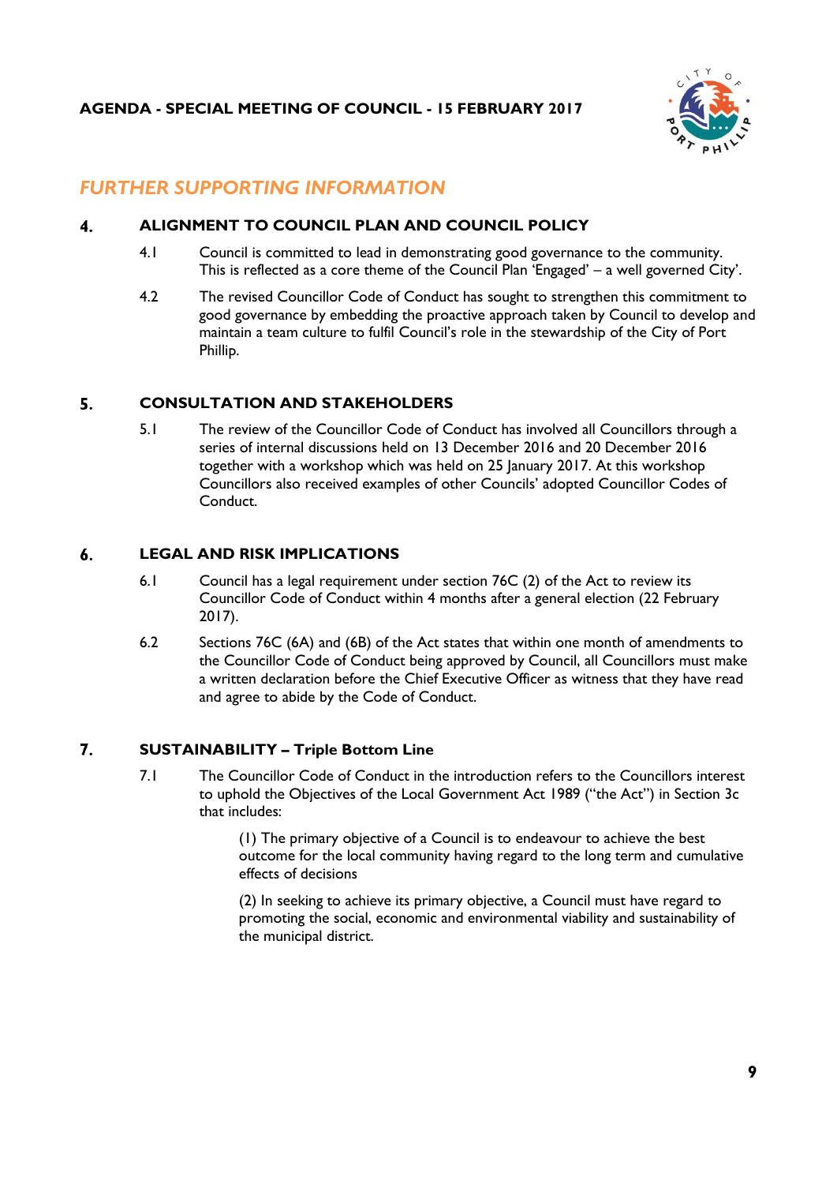## FURTHER SUPPORTING INFORMATION

### 4. ALIGNMENT TO COUNCIL PLAN AND COUNCIL POLICY

4.1 Council is committed to lead in demonstrating good governance to the community. This is reflected as a core theme of the Council Plan 'Engaged' – a well governed City'.

4.2 The revised Councillor Code of Conduct has sought to strengthen this commitment to good governance by embedding the proactive approach taken by Council to develop and maintain a team culture to fulfil Council's role in the stewardship of the City of Port Phillip.

### 5. CONSULTATION AND STAKEHOLDERS

5.1 The review of the Councillor Code of Conduct has involved all Councillors through a series of internal discussions held on 13 December 2016 and 20 December 2016 together with a workshop which was held on 25 January 2017. At this workshop Councillors also received examples of other Councils' adopted Councillor Codes of Conduct.

### 6. LEGAL AND RISK IMPLICATIONS

6.1 Council has a legal requirement under section 76C (2) of the Act to review its Councillor Code of Conduct within 4 months after a general election (22 February 2017).

6.2 Sections 76C (6A) and (6B) of the Act states that within one month of amendments to the Councillor Code of Conduct being approved by Council, all Councillors must make a written declaration before the Chief Executive Officer as witness that they have read and agree to abide by the Code of Conduct.

### 7. SUSTAINABILITY – Triple Bottom Line

7.1 The Councillor Code of Conduct in the introduction refers to the Councillors interest to uphold the Objectives of the Local Government Act 1989 ("the Act") in Section 3c that includes:

> (1) The primary objective of a Council is to endeavour to achieve the best outcome for the local community having regard to the long term and cumulative effects of decisions
>
> (2) In seeking to achieve its primary objective, a Council must have regard to promoting the social, economic and environmental viability and sustainability of the municipal district.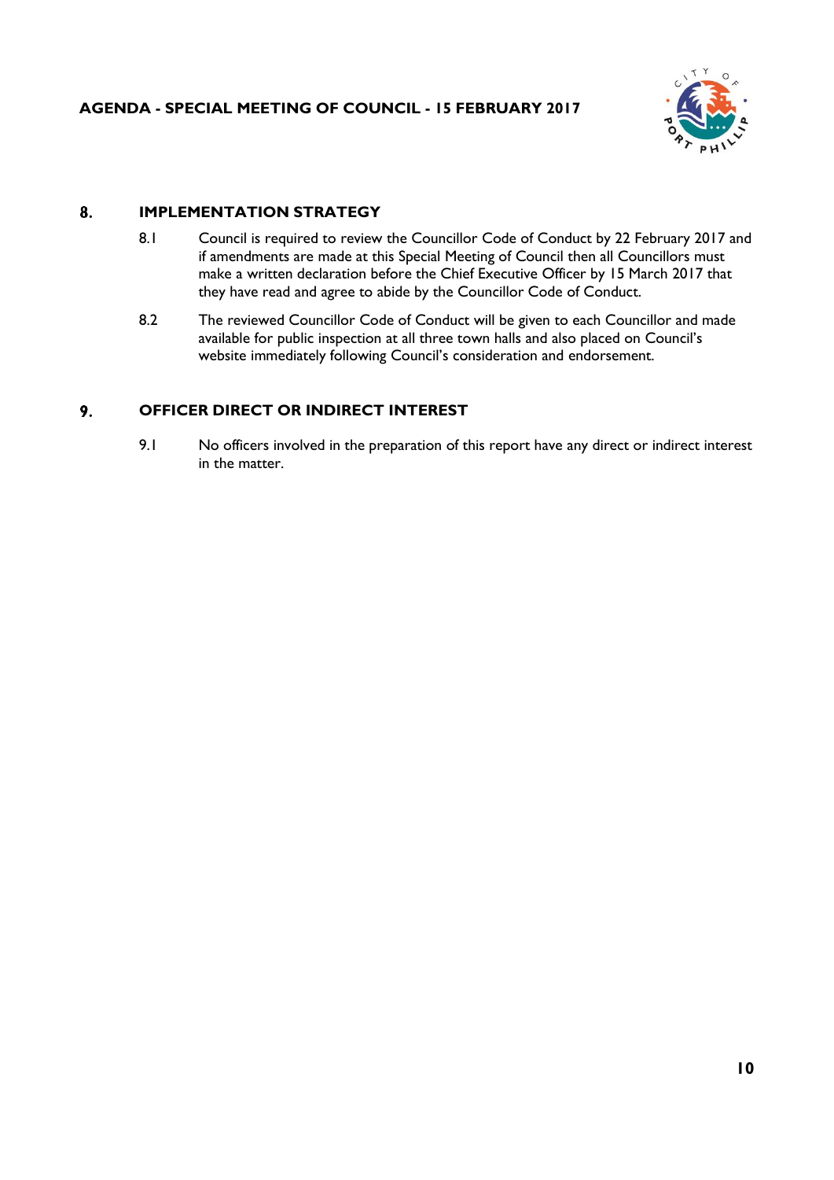## 8. IMPLEMENTATION STRATEGY

8.1 Council is required to review the Councillor Code of Conduct by 22 February 2017 and if amendments are made at this Special Meeting of Council then all Councillors must make a written declaration before the Chief Executive Officer by 15 March 2017 that they have read and agree to abide by the Councillor Code of Conduct.

8.2 The reviewed Councillor Code of Conduct will be given to each Councillor and made available for public inspection at all three town halls and also placed on Council's website immediately following Council's consideration and endorsement.

## 9. OFFICER DIRECT OR INDIRECT INTEREST

9.1 No officers involved in the preparation of this report have any direct or indirect interest in the matter.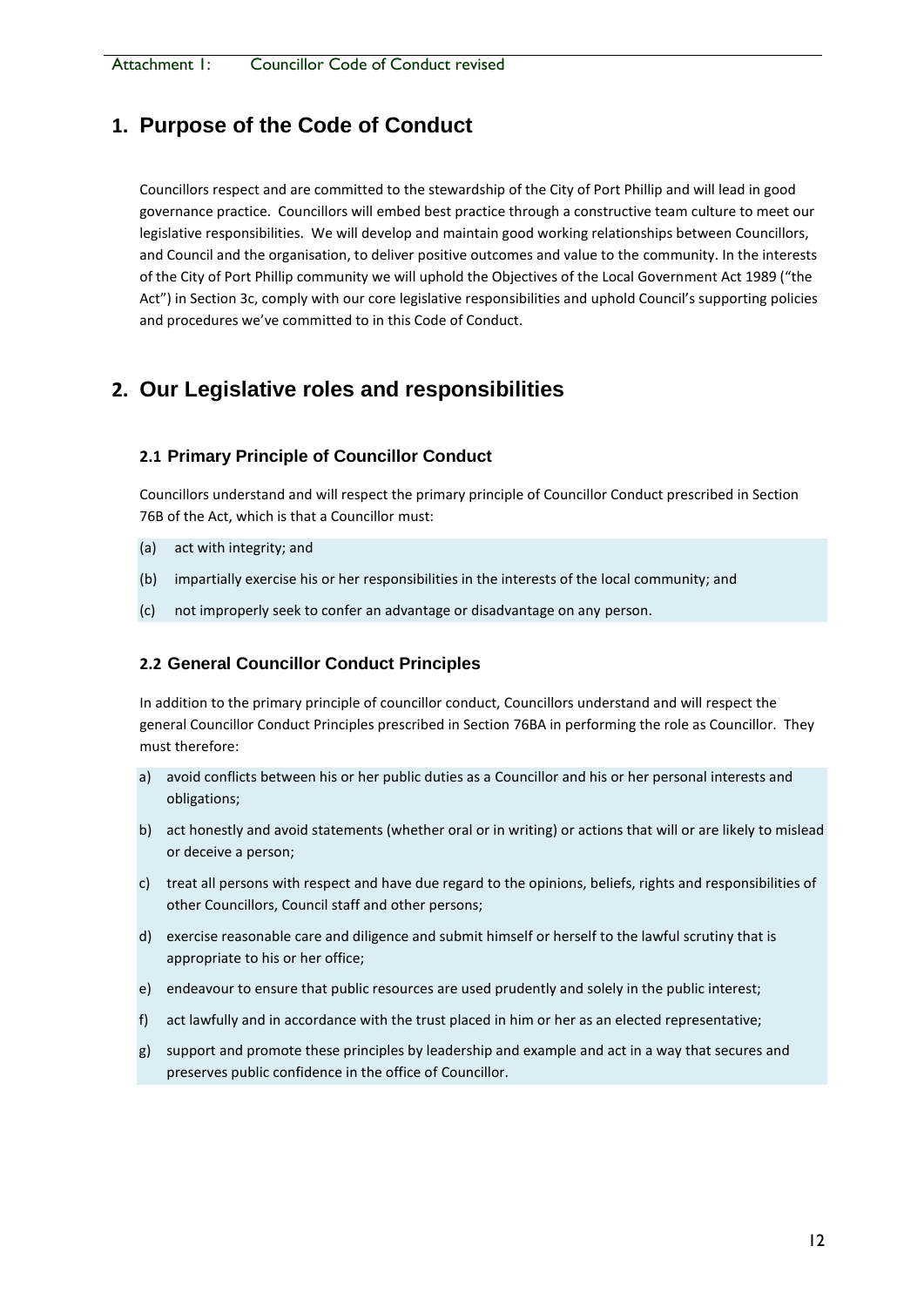# 1. Purpose of the Code of Conduct

Councillors respect and are committed to the stewardship of the City of Port Phillip and will lead in good governance practice. Councillors will embed best practice through a constructive team culture to meet our legislative responsibilities. We will develop and maintain good working relationships between Councillors, and Council and the organisation, to deliver positive outcomes and value to the community. In the interests of the City of Port Phillip community we will uphold the Objectives of the Local Government Act 1989 ("the Act") in Section 3c, comply with our core legislative responsibilities and uphold Council's supporting policies and procedures we've committed to in this Code of Conduct.

# 2. Our Legislative roles and responsibilities

## 2.1 Primary Principle of Councillor Conduct

Councillors understand and will respect the primary principle of Councillor Conduct prescribed in Section 76B of the Act, which is that a Councillor must:

(a) act with integrity; and

(b) impartially exercise his or her responsibilities in the interests of the local community; and

(c) not improperly seek to confer an advantage or disadvantage on any person.

## 2.2 General Councillor Conduct Principles

In addition to the primary principle of councillor conduct, Councillors understand and will respect the general Councillor Conduct Principles prescribed in Section 76BA in performing the role as Councillor. They must therefore:

a) avoid conflicts between his or her public duties as a Councillor and his or her personal interests and obligations;

b) act honestly and avoid statements (whether oral or in writing) or actions that will or are likely to mislead or deceive a person;

c) treat all persons with respect and have due regard to the opinions, beliefs, rights and responsibilities of other Councillors, Council staff and other persons;

d) exercise reasonable care and diligence and submit himself or herself to the lawful scrutiny that is appropriate to his or her office;

e) endeavour to ensure that public resources are used prudently and solely in the public interest;

f) act lawfully and in accordance with the trust placed in him or her as an elected representative;

g) support and promote these principles by leadership and example and act in a way that secures and preserves public confidence in the office of Councillor.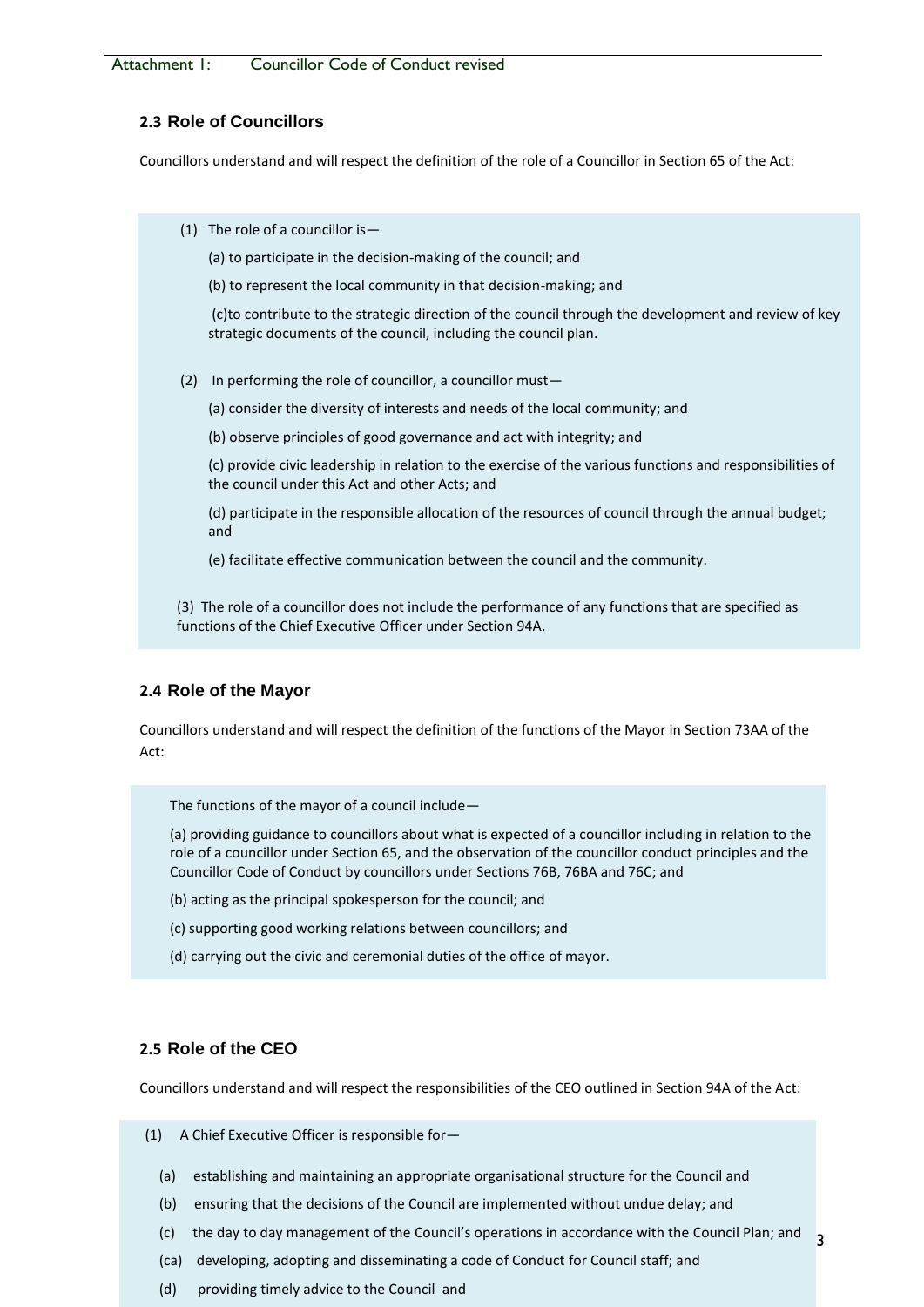## 2.3 Role of Councillors

Councillors understand and will respect the definition of the role of a Councillor in Section 65 of the Act:

(1) The role of a councillor is—

(a) to participate in the decision-making of the council; and

(b) to represent the local community in that decision-making; and

(c)to contribute to the strategic direction of the council through the development and review of key strategic documents of the council, including the council plan.

(2) In performing the role of councillor, a councillor must—

(a) consider the diversity of interests and needs of the local community; and

(b) observe principles of good governance and act with integrity; and

(c) provide civic leadership in relation to the exercise of the various functions and responsibilities of the council under this Act and other Acts; and

(d) participate in the responsible allocation of the resources of council through the annual budget; and

(e) facilitate effective communication between the council and the community.

(3) The role of a councillor does not include the performance of any functions that are specified as functions of the Chief Executive Officer under Section 94A.

## 2.4 Role of the Mayor

Councillors understand and will respect the definition of the functions of the Mayor in Section 73AA of the Act:

The functions of the mayor of a council include—

(a) providing guidance to councillors about what is expected of a councillor including in relation to the role of a councillor under Section 65, and the observation of the councillor conduct principles and the Councillor Code of Conduct by councillors under Sections 76B, 76BA and 76C; and

(b) acting as the principal spokesperson for the council; and

(c) supporting good working relations between councillors; and

(d) carrying out the civic and ceremonial duties of the office of mayor.

## 2.5 Role of the CEO

Councillors understand and will respect the responsibilities of the CEO outlined in Section 94A of the Act:

(1) A Chief Executive Officer is responsible for—

(a) establishing and maintaining an appropriate organisational structure for the Council and

(b) ensuring that the decisions of the Council are implemented without undue delay; and

(c) the day to day management of the Council's operations in accordance with the Council Plan; and

(ca) developing, adopting and disseminating a code of Conduct for Council staff; and

(d) providing timely advice to the Council and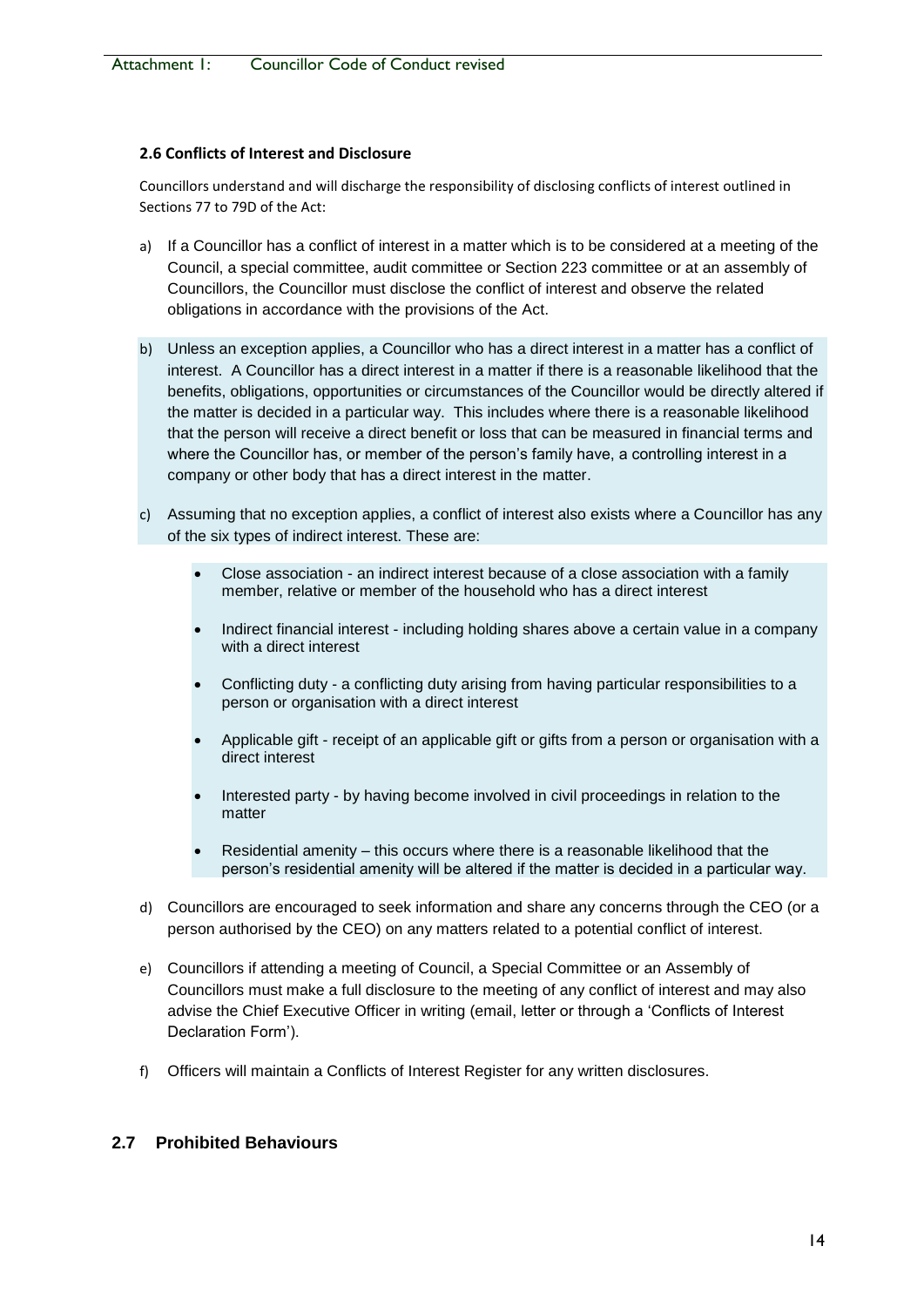### 2.6 Conflicts of Interest and Disclosure

Councillors understand and will discharge the responsibility of disclosing conflicts of interest outlined in Sections 77 to 79D of the Act:

a) If a Councillor has a conflict of interest in a matter which is to be considered at a meeting of the Council, a special committee, audit committee or Section 223 committee or at an assembly of Councillors, the Councillor must disclose the conflict of interest and observe the related obligations in accordance with the provisions of the Act.

b) Unless an exception applies, a Councillor who has a direct interest in a matter has a conflict of interest. A Councillor has a direct interest in a matter if there is a reasonable likelihood that the benefits, obligations, opportunities or circumstances of the Councillor would be directly altered if the matter is decided in a particular way. This includes where there is a reasonable likelihood that the person will receive a direct benefit or loss that can be measured in financial terms and where the Councillor has, or member of the person's family have, a controlling interest in a company or other body that has a direct interest in the matter.

c) Assuming that no exception applies, a conflict of interest also exists where a Councillor has any of the six types of indirect interest. These are:

- Close association - an indirect interest because of a close association with a family member, relative or member of the household who has a direct interest
- Indirect financial interest - including holding shares above a certain value in a company with a direct interest
- Conflicting duty - a conflicting duty arising from having particular responsibilities to a person or organisation with a direct interest
- Applicable gift - receipt of an applicable gift or gifts from a person or organisation with a direct interest
- Interested party - by having become involved in civil proceedings in relation to the matter
- Residential amenity – this occurs where there is a reasonable likelihood that the person's residential amenity will be altered if the matter is decided in a particular way.

d) Councillors are encouraged to seek information and share any concerns through the CEO (or a person authorised by the CEO) on any matters related to a potential conflict of interest.

e) Councillors if attending a meeting of Council, a Special Committee or an Assembly of Councillors must make a full disclosure to the meeting of any conflict of interest and may also advise the Chief Executive Officer in writing (email, letter or through a 'Conflicts of Interest Declaration Form').

f) Officers will maintain a Conflicts of Interest Register for any written disclosures.

## 2.7 Prohibited Behaviours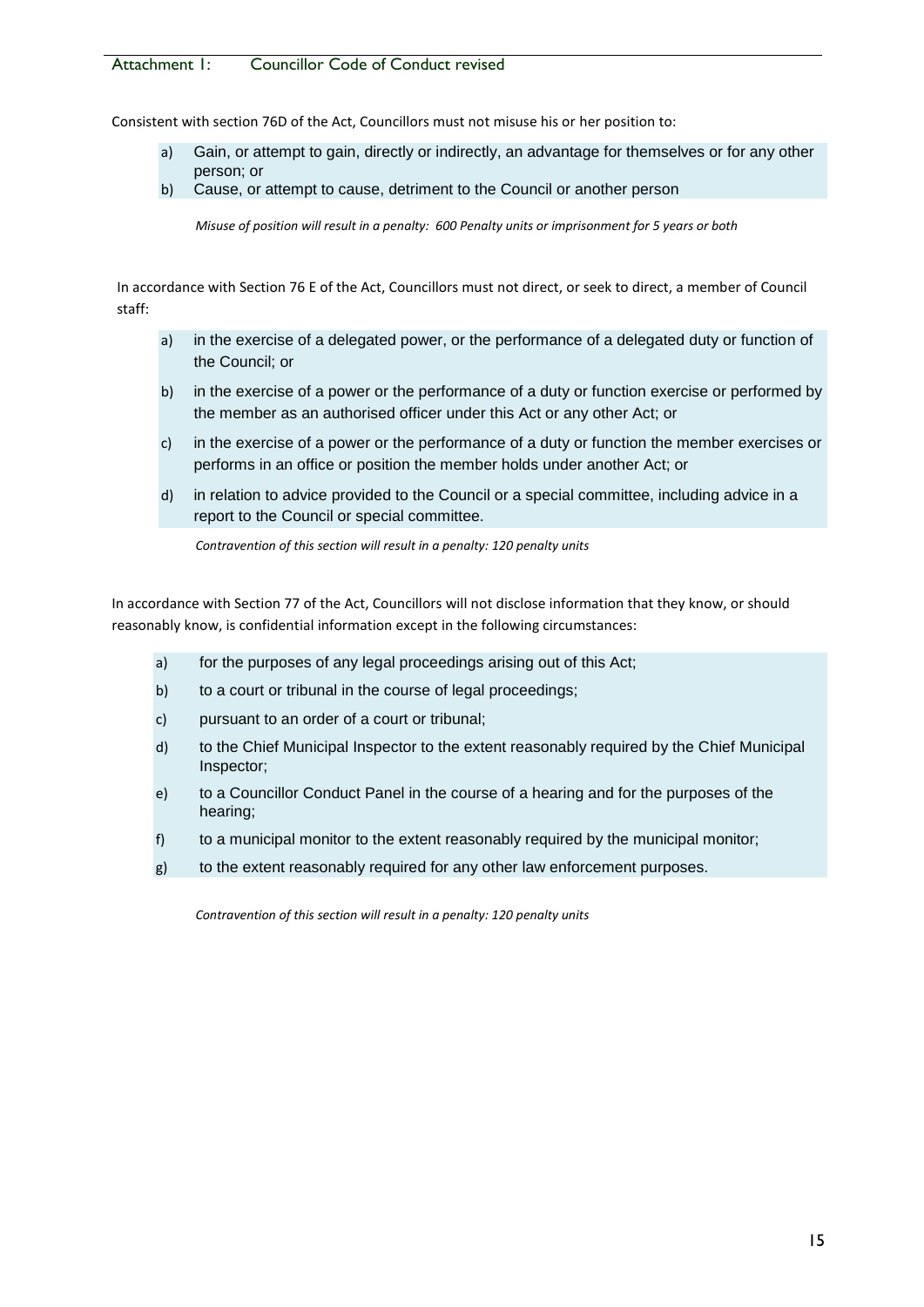Consistent with section 76D of the Act, Councillors must not misuse his or her position to:

a) Gain, or attempt to gain, directly or indirectly, an advantage for themselves or for any other person; or
b) Cause, or attempt to cause, detriment to the Council or another person

*Misuse of position will result in a penalty: 600 Penalty units or imprisonment for 5 years or both*

In accordance with Section 76 E of the Act, Councillors must not direct, or seek to direct, a member of Council staff:

a) in the exercise of a delegated power, or the performance of a delegated duty or function of the Council; or
b) in the exercise of a power or the performance of a duty or function exercise or performed by the member as an authorised officer under this Act or any other Act; or
c) in the exercise of a power or the performance of a duty or function the member exercises or performs in an office or position the member holds under another Act; or
d) in relation to advice provided to the Council or a special committee, including advice in a report to the Council or special committee.

*Contravention of this section will result in a penalty: 120 penalty units*

In accordance with Section 77 of the Act, Councillors will not disclose information that they know, or should reasonably know, is confidential information except in the following circumstances:

a) for the purposes of any legal proceedings arising out of this Act;
b) to a court or tribunal in the course of legal proceedings;
c) pursuant to an order of a court or tribunal;
d) to the Chief Municipal Inspector to the extent reasonably required by the Chief Municipal Inspector;
e) to a Councillor Conduct Panel in the course of a hearing and for the purposes of the hearing;
f) to a municipal monitor to the extent reasonably required by the municipal monitor;
g) to the extent reasonably required for any other law enforcement purposes.

*Contravention of this section will result in a penalty: 120 penalty units*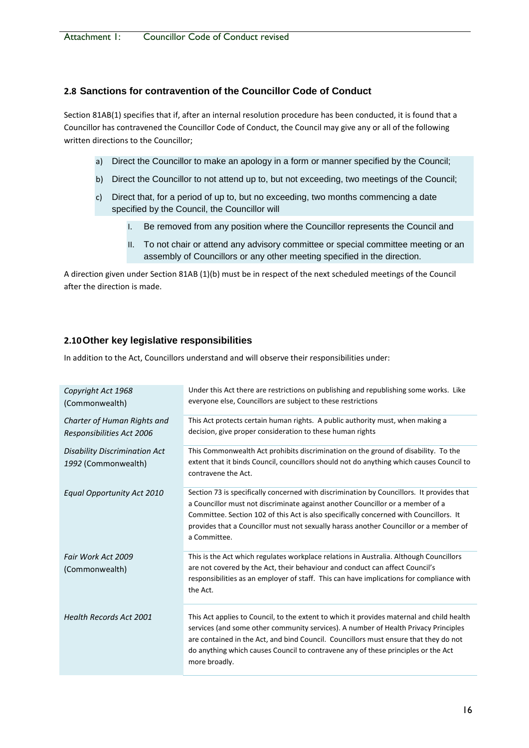## 2.8 Sanctions for contravention of the Councillor Code of Conduct

Section 81AB(1) specifies that if, after an internal resolution procedure has been conducted, it is found that a Councillor has contravened the Councillor Code of Conduct, the Council may give any or all of the following written directions to the Councillor;

a) Direct the Councillor to make an apology in a form or manner specified by the Council;

b) Direct the Councillor to not attend up to, but not exceeding, two meetings of the Council;

c) Direct that, for a period of up to, but no exceeding, two months commencing a date specified by the Council, the Councillor will

   I. Be removed from any position where the Councillor represents the Council and

   II. To not chair or attend any advisory committee or special committee meeting or an assembly of Councillors or any other meeting specified in the direction.

A direction given under Section 81AB (1)(b) must be in respect of the next scheduled meetings of the Council after the direction is made.

## 2.10 Other key legislative responsibilities

In addition to the Act, Councillors understand and will observe their responsibilities under:

| | |
|---|---|
| *Copyright Act 1968* (Commonwealth) | Under this Act there are restrictions on publishing and republishing some works. Like everyone else, Councillors are subject to these restrictions |
| *Charter of Human Rights and Responsibilities Act 2006* | This Act protects certain human rights. A public authority must, when making a decision, give proper consideration to these human rights |
| *Disability Discrimination Act 1992* (Commonwealth) | This Commonwealth Act prohibits discrimination on the ground of disability. To the extent that it binds Council, councillors should not do anything which causes Council to contravene the Act. |
| *Equal Opportunity Act 2010* | Section 73 is specifically concerned with discrimination by Councillors. It provides that a Councillor must not discriminate against another Councillor or a member of a Committee. Section 102 of this Act is also specifically concerned with Councillors. It provides that a Councillor must not sexually harass another Councillor or a member of a Committee. |
| *Fair Work Act 2009* (Commonwealth) | This is the Act which regulates workplace relations in Australia. Although Councillors are not covered by the Act, their behaviour and conduct can affect Council's responsibilities as an employer of staff. This can have implications for compliance with the Act. |
| *Health Records Act 2001* | This Act applies to Council, to the extent to which it provides maternal and child health services (and some other community services). A number of Health Privacy Principles are contained in the Act, and bind Council. Councillors must ensure that they do not do anything which causes Council to contravene any of these principles or the Act more broadly. |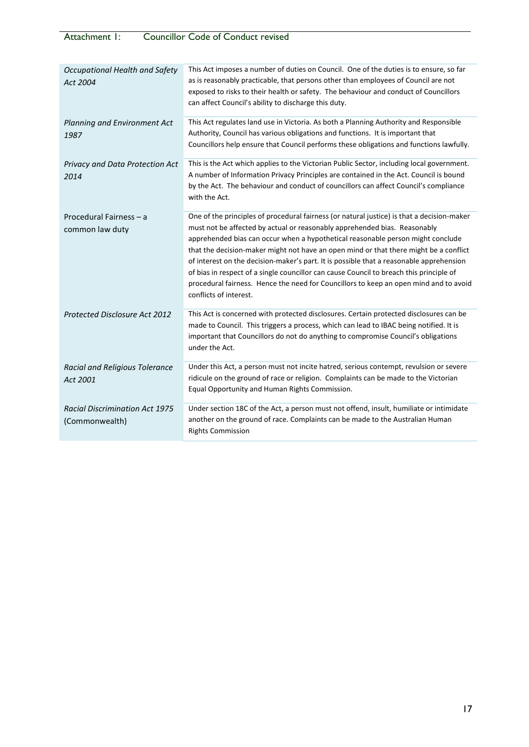| | |
|---|---|
| *Occupational Health and Safety Act 2004* | This Act imposes a number of duties on Council. One of the duties is to ensure, so far as is reasonably practicable, that persons other than employees of Council are not exposed to risks to their health or safety. The behaviour and conduct of Councillors can affect Council's ability to discharge this duty. |
| *Planning and Environment Act 1987* | This Act regulates land use in Victoria. As both a Planning Authority and Responsible Authority, Council has various obligations and functions. It is important that Councillors help ensure that Council performs these obligations and functions lawfully. |
| *Privacy and Data Protection Act 2014* | This is the Act which applies to the Victorian Public Sector, including local government. A number of Information Privacy Principles are contained in the Act. Council is bound by the Act. The behaviour and conduct of councillors can affect Council's compliance with the Act. |
| Procedural Fairness – a common law duty | One of the principles of procedural fairness (or natural justice) is that a decision-maker must not be affected by actual or reasonably apprehended bias. Reasonably apprehended bias can occur when a hypothetical reasonable person might conclude that the decision-maker might not have an open mind or that there might be a conflict of interest on the decision-maker's part. It is possible that a reasonable apprehension of bias in respect of a single councillor can cause Council to breach this principle of procedural fairness. Hence the need for Councillors to keep an open mind and to avoid conflicts of interest. |
| *Protected Disclosure Act 2012* | This Act is concerned with protected disclosures. Certain protected disclosures can be made to Council. This triggers a process, which can lead to IBAC being notified. It is important that Councillors do not do anything to compromise Council's obligations under the Act. |
| *Racial and Religious Tolerance Act 2001* | Under this Act, a person must not incite hatred, serious contempt, revulsion or severe ridicule on the ground of race or religion. Complaints can be made to the Victorian Equal Opportunity and Human Rights Commission. |
| *Racial Discrimination Act 1975* (Commonwealth) | Under section 18C of the Act, a person must not offend, insult, humiliate or intimidate another on the ground of race. Complaints can be made to the Australian Human Rights Commission |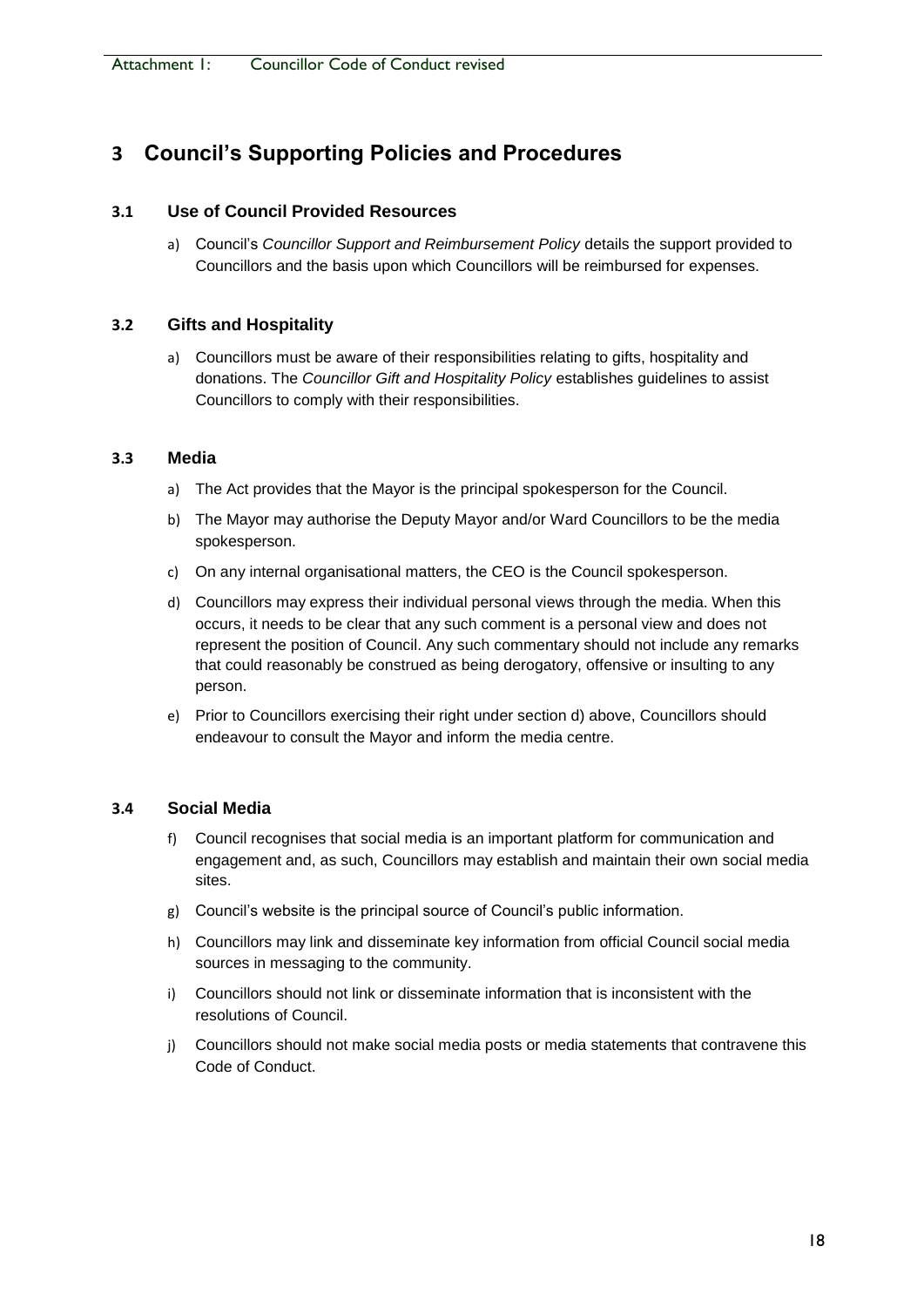# 3 Council's Supporting Policies and Procedures

## 3.1 Use of Council Provided Resources

a) Council's *Councillor Support and Reimbursement Policy* details the support provided to Councillors and the basis upon which Councillors will be reimbursed for expenses.

## 3.2 Gifts and Hospitality

a) Councillors must be aware of their responsibilities relating to gifts, hospitality and donations. The *Councillor Gift and Hospitality Policy* establishes guidelines to assist Councillors to comply with their responsibilities.

## 3.3 Media

a) The Act provides that the Mayor is the principal spokesperson for the Council.

b) The Mayor may authorise the Deputy Mayor and/or Ward Councillors to be the media spokesperson.

c) On any internal organisational matters, the CEO is the Council spokesperson.

d) Councillors may express their individual personal views through the media. When this occurs, it needs to be clear that any such comment is a personal view and does not represent the position of Council. Any such commentary should not include any remarks that could reasonably be construed as being derogatory, offensive or insulting to any person.

e) Prior to Councillors exercising their right under section d) above, Councillors should endeavour to consult the Mayor and inform the media centre.

## 3.4 Social Media

f) Council recognises that social media is an important platform for communication and engagement and, as such, Councillors may establish and maintain their own social media sites.

g) Council's website is the principal source of Council's public information.

h) Councillors may link and disseminate key information from official Council social media sources in messaging to the community.

i) Councillors should not link or disseminate information that is inconsistent with the resolutions of Council.

j) Councillors should not make social media posts or media statements that contravene this Code of Conduct.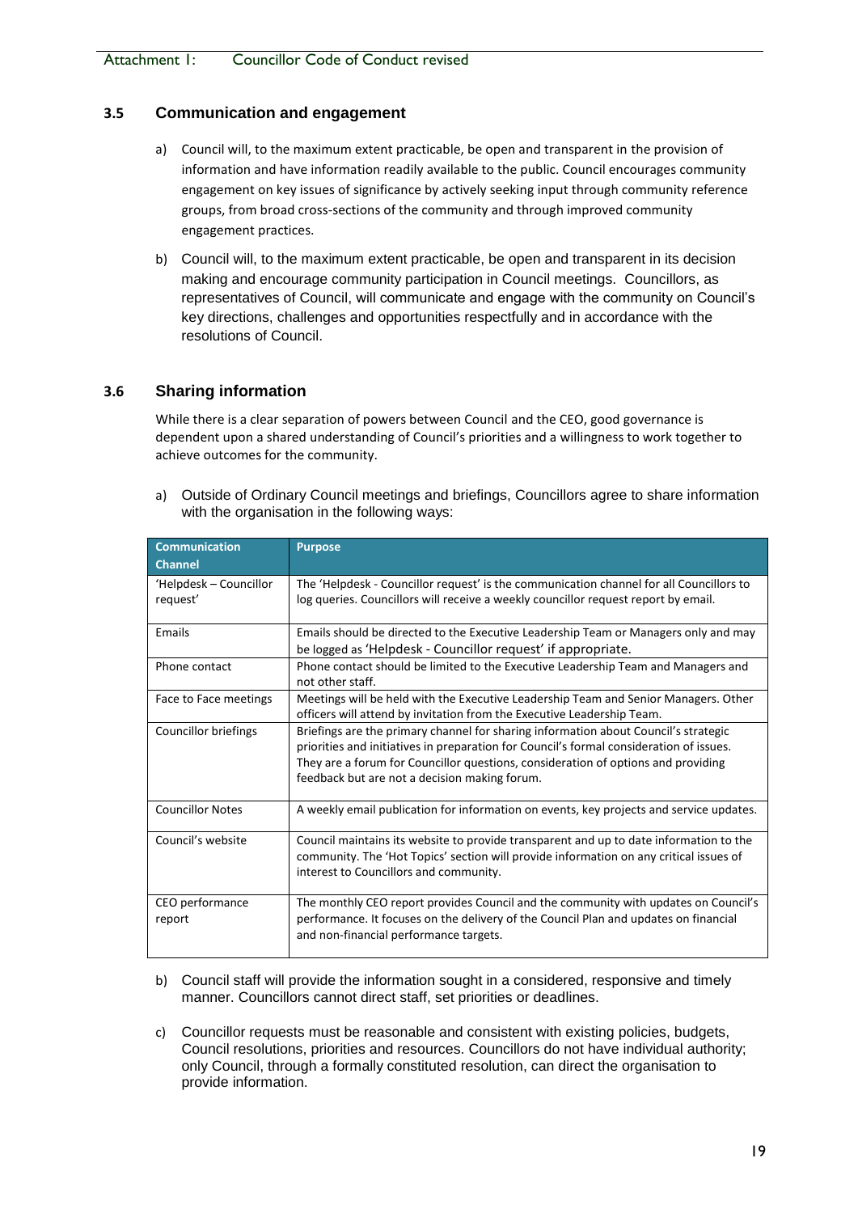### 3.5 Communication and engagement

a) Council will, to the maximum extent practicable, be open and transparent in the provision of information and have information readily available to the public. Council encourages community engagement on key issues of significance by actively seeking input through community reference groups, from broad cross-sections of the community and through improved community engagement practices.

b) Council will, to the maximum extent practicable, be open and transparent in its decision making and encourage community participation in Council meetings. Councillors, as representatives of Council, will communicate and engage with the community on Council's key directions, challenges and opportunities respectfully and in accordance with the resolutions of Council.

### 3.6 Sharing information

While there is a clear separation of powers between Council and the CEO, good governance is dependent upon a shared understanding of Council's priorities and a willingness to work together to achieve outcomes for the community.

a) Outside of Ordinary Council meetings and briefings, Councillors agree to share information with the organisation in the following ways:

| Communication Channel | Purpose |
|---|---|
| 'Helpdesk – Councillor request' | The 'Helpdesk - Councillor request' is the communication channel for all Councillors to log queries. Councillors will receive a weekly councillor request report by email. |
| Emails | Emails should be directed to the Executive Leadership Team or Managers only and may be logged as 'Helpdesk - Councillor request' if appropriate. |
| Phone contact | Phone contact should be limited to the Executive Leadership Team and Managers and not other staff. |
| Face to Face meetings | Meetings will be held with the Executive Leadership Team and Senior Managers. Other officers will attend by invitation from the Executive Leadership Team. |
| Councillor briefings | Briefings are the primary channel for sharing information about Council's strategic priorities and initiatives in preparation for Council's formal consideration of issues. They are a forum for Councillor questions, consideration of options and providing feedback but are not a decision making forum. |
| Councillor Notes | A weekly email publication for information on events, key projects and service updates. |
| Council's website | Council maintains its website to provide transparent and up to date information to the community. The 'Hot Topics' section will provide information on any critical issues of interest to Councillors and community. |
| CEO performance report | The monthly CEO report provides Council and the community with updates on Council's performance. It focuses on the delivery of the Council Plan and updates on financial and non-financial performance targets. |

b) Council staff will provide the information sought in a considered, responsive and timely manner. Councillors cannot direct staff, set priorities or deadlines.

c) Councillor requests must be reasonable and consistent with existing policies, budgets, Council resolutions, priorities and resources. Councillors do not have individual authority; only Council, through a formally constituted resolution, can direct the organisation to provide information.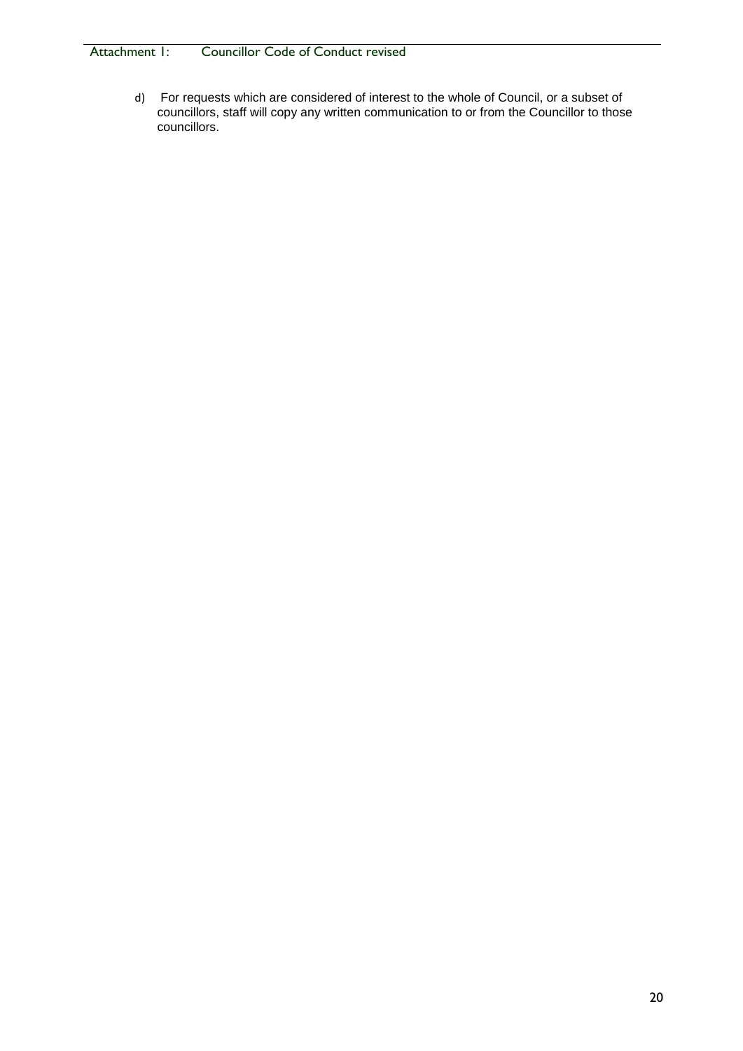d) For requests which are considered of interest to the whole of Council, or a subset of councillors, staff will copy any written communication to or from the Councillor to those councillors.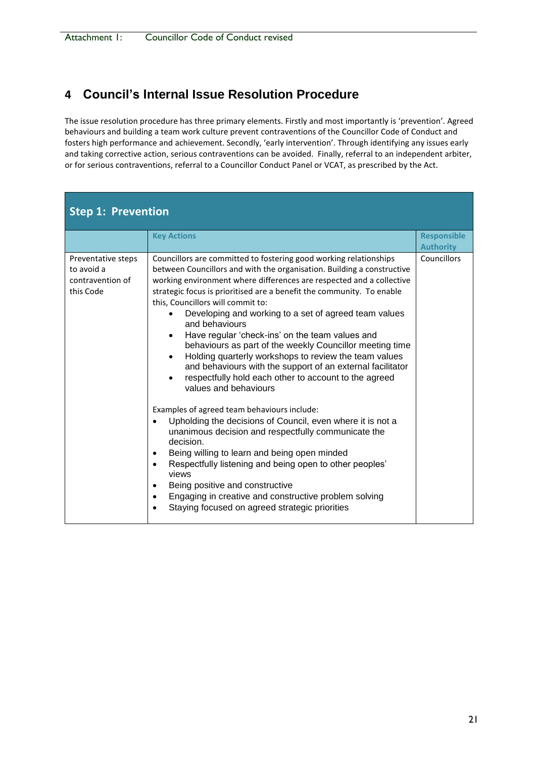## 4 Council's Internal Issue Resolution Procedure

The issue resolution procedure has three primary elements. Firstly and most importantly is 'prevention'. Agreed behaviours and building a team work culture prevent contraventions of the Councillor Code of Conduct and fosters high performance and achievement. Secondly, 'early intervention'. Through identifying any issues early and taking corrective action, serious contraventions can be avoided. Finally, referral to an independent arbiter, or for serious contraventions, referral to a Councillor Conduct Panel or VCAT, as prescribed by the Act.

| Step 1: Prevention | | |
|---|---|---|
| | **Key Actions** | **Responsible Authority** |
| Preventative steps to avoid a contravention of this Code | Councillors are committed to fostering good working relationships between Councillors and with the organisation. Building a constructive working environment where differences are respected and a collective strategic focus is prioritised are a benefit the community. To enable this, Councillors will commit to:<br>• Developing and working to a set of agreed team values and behaviours<br>• Have regular 'check-ins' on the team values and behaviours as part of the weekly Councillor meeting time<br>• Holding quarterly workshops to review the team values and behaviours with the support of an external facilitator<br>• respectfully hold each other to account to the agreed values and behaviours<br><br>Examples of agreed team behaviours include:<br>• Upholding the decisions of Council, even where it is not a unanimous decision and respectfully communicate the decision.<br>• Being willing to learn and being open minded<br>• Respectfully listening and being open to other peoples' views<br>• Being positive and constructive<br>• Engaging in creative and constructive problem solving<br>• Staying focused on agreed strategic priorities | Councillors |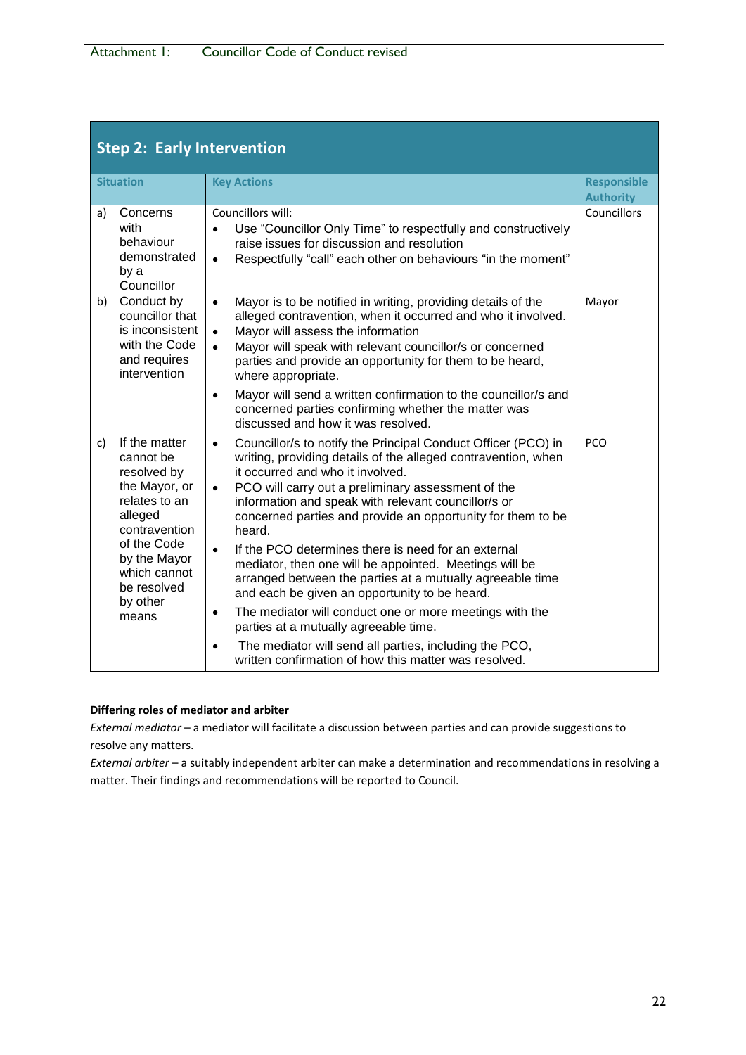## Step 2: Early Intervention

| Situation | Key Actions | Responsible Authority |
|---|---|---|
| a) Concerns with behaviour demonstrated by a Councillor | Councillors will:<br>• Use "Councillor Only Time" to respectfully and constructively raise issues for discussion and resolution<br>• Respectfully "call" each other on behaviours "in the moment" | Councillors |
| b) Conduct by councillor that is inconsistent with the Code and requires intervention | • Mayor is to be notified in writing, providing details of the alleged contravention, when it occurred and who it involved.<br>• Mayor will assess the information<br>• Mayor will speak with relevant councillor/s or concerned parties and provide an opportunity for them to be heard, where appropriate.<br>• Mayor will send a written confirmation to the councillor/s and concerned parties confirming whether the matter was discussed and how it was resolved. | Mayor |
| c) If the matter cannot be resolved by the Mayor, or relates to an alleged contravention of the Code by the Mayor which cannot be resolved by other means | • Councillor/s to notify the Principal Conduct Officer (PCO) in writing, providing details of the alleged contravention, when it occurred and who it involved.<br>• PCO will carry out a preliminary assessment of the information and speak with relevant councillor/s or concerned parties and provide an opportunity for them to be heard.<br>• If the PCO determines there is need for an external mediator, then one will be appointed. Meetings will be arranged between the parties at a mutually agreeable time and each be given an opportunity to be heard.<br>• The mediator will conduct one or more meetings with the parties at a mutually agreeable time.<br>• The mediator will send all parties, including the PCO, written confirmation of how this matter was resolved. | PCO |

**Differing roles of mediator and arbiter**

*External mediator* – a mediator will facilitate a discussion between parties and can provide suggestions to resolve any matters.

*External arbiter* – a suitably independent arbiter can make a determination and recommendations in resolving a matter. Their findings and recommendations will be reported to Council.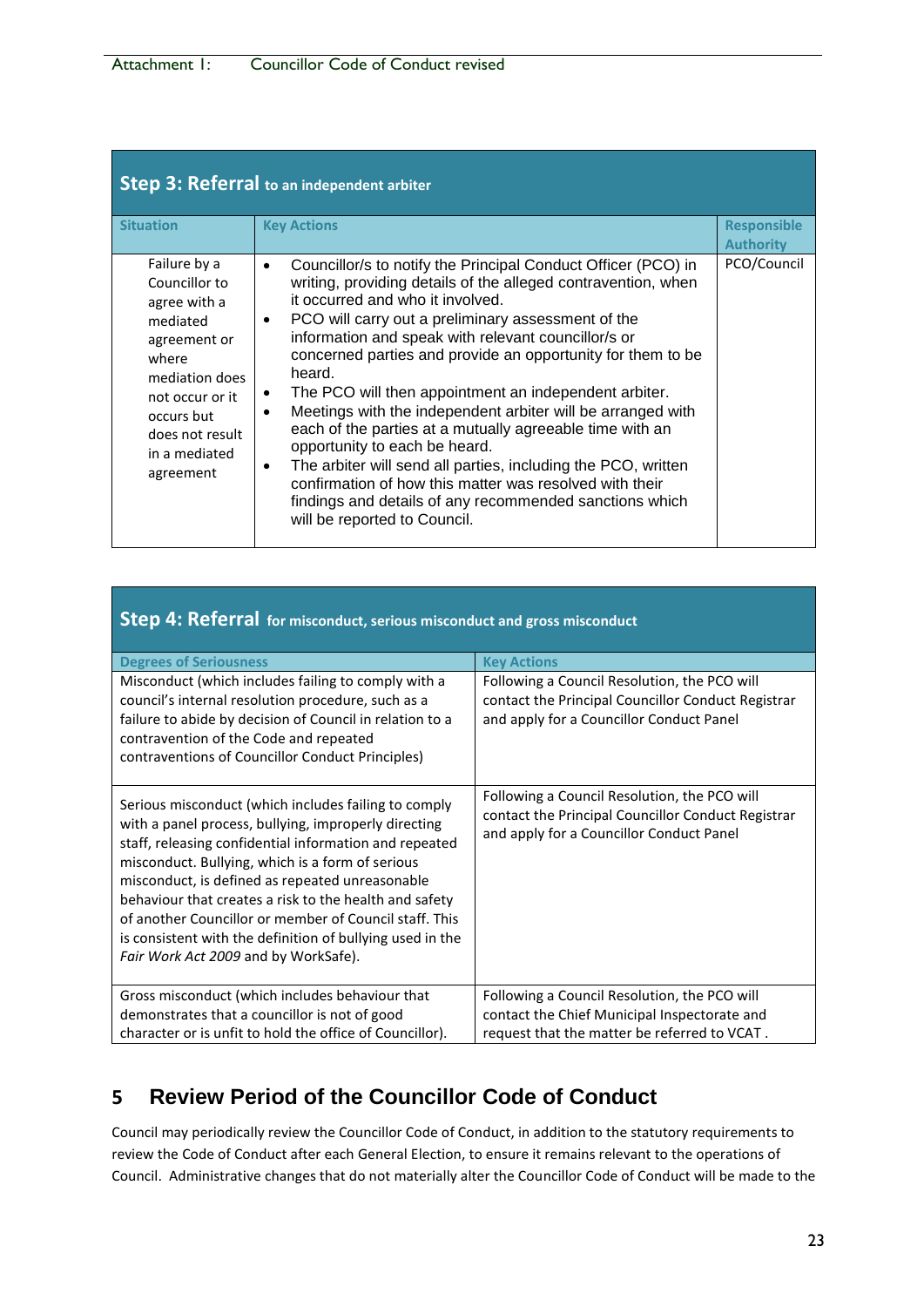## Step 3: Referral to an independent arbiter

| Situation | Key Actions | Responsible Authority |
|---|---|---|
| Failure by a Councillor to agree with a mediated agreement or where mediation does not occur or it occurs but does not result in a mediated agreement | • Councillor/s to notify the Principal Conduct Officer (PCO) in writing, providing details of the alleged contravention, when it occurred and who it involved.<br>• PCO will carry out a preliminary assessment of the information and speak with relevant councillor/s or concerned parties and provide an opportunity for them to be heard.<br>• The PCO will then appointment an independent arbiter.<br>• Meetings with the independent arbiter will be arranged with each of the parties at a mutually agreeable time with an opportunity to each be heard.<br>• The arbiter will send all parties, including the PCO, written confirmation of how this matter was resolved with their findings and details of any recommended sanctions which will be reported to Council. | PCO/Council |

## Step 4: Referral for misconduct, serious misconduct and gross misconduct

| Degrees of Seriousness | Key Actions |
|---|---|
| Misconduct (which includes failing to comply with a council's internal resolution procedure, such as a failure to abide by decision of Council in relation to a contravention of the Code and repeated contraventions of Councillor Conduct Principles) | Following a Council Resolution, the PCO will contact the Principal Councillor Conduct Registrar and apply for a Councillor Conduct Panel |
| Serious misconduct (which includes failing to comply with a panel process, bullying, improperly directing staff, releasing confidential information and repeated misconduct. Bullying, which is a form of serious misconduct, is defined as repeated unreasonable behaviour that creates a risk to the health and safety of another Councillor or member of Council staff. This is consistent with the definition of bullying used in the *Fair Work Act 2009* and by WorkSafe). | Following a Council Resolution, the PCO will contact the Principal Councillor Conduct Registrar and apply for a Councillor Conduct Panel |
| Gross misconduct (which includes behaviour that demonstrates that a councillor is not of good character or is unfit to hold the office of Councillor). | Following a Council Resolution, the PCO will contact the Chief Municipal Inspectorate and request that the matter be referred to VCAT . |

# 5 Review Period of the Councillor Code of Conduct

Council may periodically review the Councillor Code of Conduct, in addition to the statutory requirements to review the Code of Conduct after each General Election, to ensure it remains relevant to the operations of Council. Administrative changes that do not materially alter the Councillor Code of Conduct will be made to the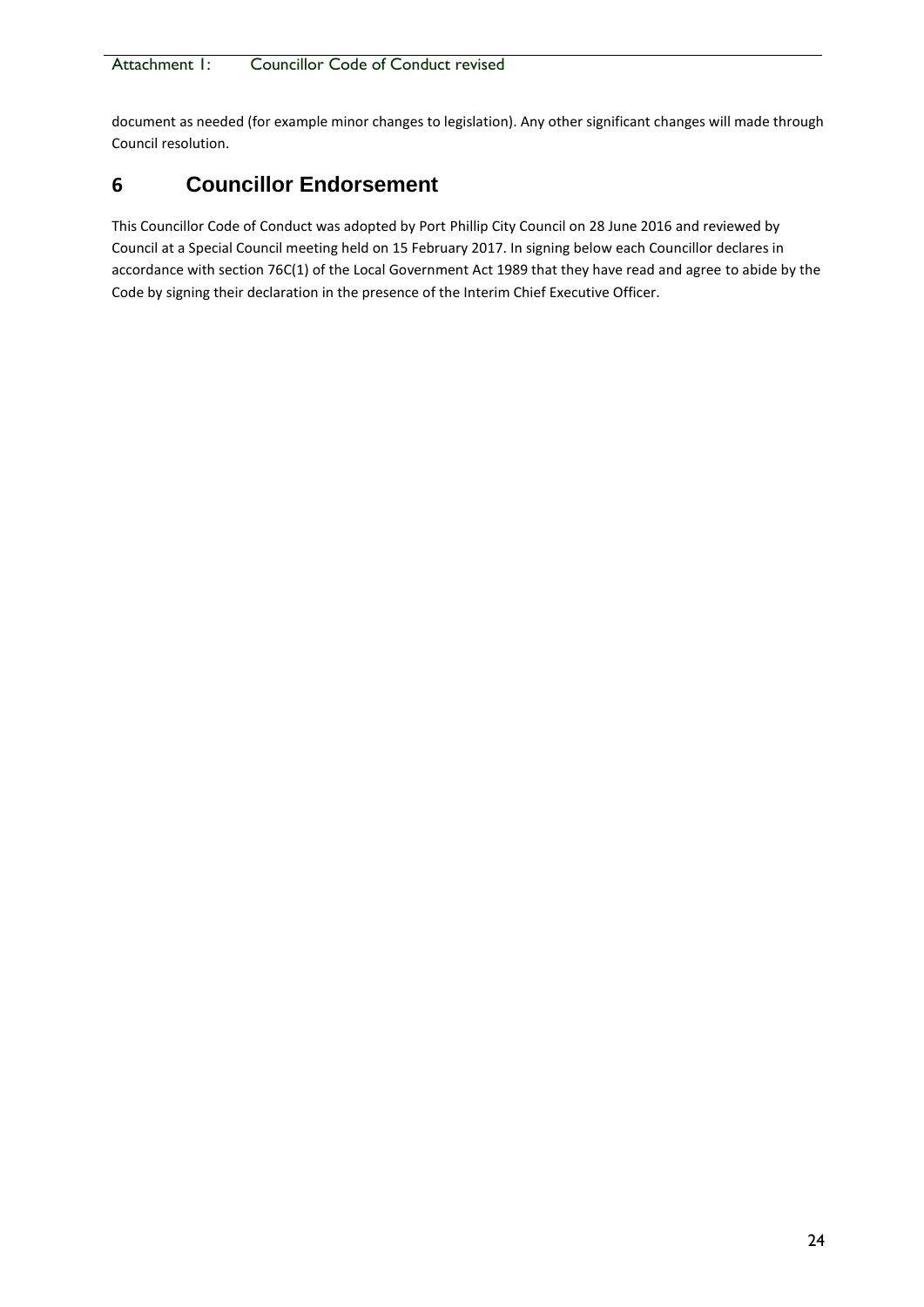document as needed (for example minor changes to legislation). Any other significant changes will made through Council resolution.

## 6 Councillor Endorsement

This Councillor Code of Conduct was adopted by Port Phillip City Council on 28 June 2016 and reviewed by Council at a Special Council meeting held on 15 February 2017. In signing below each Councillor declares in accordance with section 76C(1) of the Local Government Act 1989 that they have read and agree to abide by the Code by signing their declaration in the presence of the Interim Chief Executive Officer.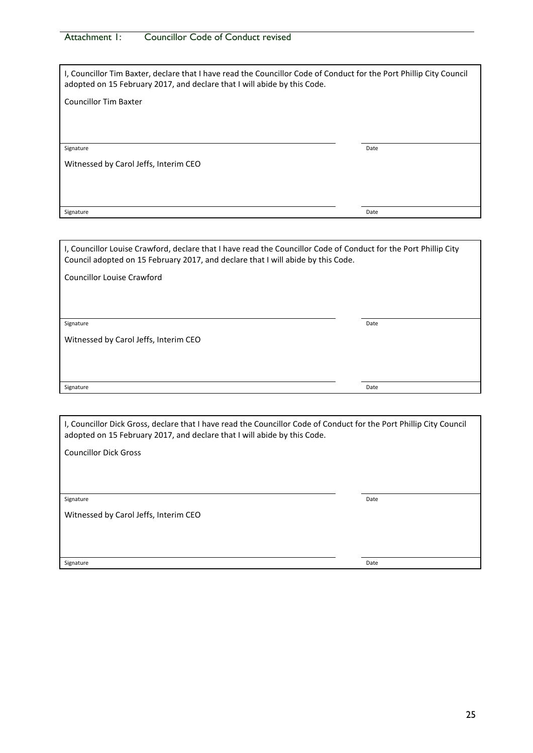Attachment 1: Councillor Code of Conduct revised

I, Councillor Tim Baxter, declare that I have read the Councillor Code of Conduct for the Port Phillip City Council adopted on 15 February 2017, and declare that I will abide by this Code.

Councillor Tim Baxter

| Signature | Date |
| --- | --- |

Witnessed by Carol Jeffs, Interim CEO

| Signature | Date |
| --- | --- |

I, Councillor Louise Crawford, declare that I have read the Councillor Code of Conduct for the Port Phillip City Council adopted on 15 February 2017, and declare that I will abide by this Code.

Councillor Louise Crawford

| Signature | Date |
| --- | --- |

Witnessed by Carol Jeffs, Interim CEO

| Signature | Date |
| --- | --- |

I, Councillor Dick Gross, declare that I have read the Councillor Code of Conduct for the Port Phillip City Council adopted on 15 February 2017, and declare that I will abide by this Code.

Councillor Dick Gross

| Signature | Date |
| --- | --- |

Witnessed by Carol Jeffs, Interim CEO

| Signature | Date |
| --- | --- |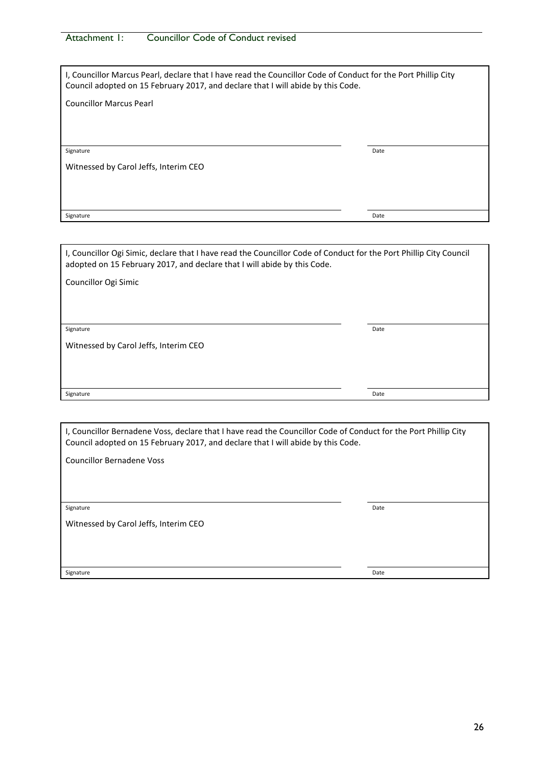I, Councillor Marcus Pearl, declare that I have read the Councillor Code of Conduct for the Port Phillip City Council adopted on 15 February 2017, and declare that I will abide by this Code.

Councillor Marcus Pearl

Signature Date

Witnessed by Carol Jeffs, Interim CEO

Signature Date

I, Councillor Ogi Simic, declare that I have read the Councillor Code of Conduct for the Port Phillip City Council adopted on 15 February 2017, and declare that I will abide by this Code.

Councillor Ogi Simic

Signature Date

Witnessed by Carol Jeffs, Interim CEO

Signature Date

I, Councillor Bernadene Voss, declare that I have read the Councillor Code of Conduct for the Port Phillip City Council adopted on 15 February 2017, and declare that I will abide by this Code.

Councillor Bernadene Voss

Signature Date

Witnessed by Carol Jeffs, Interim CEO

Signature Date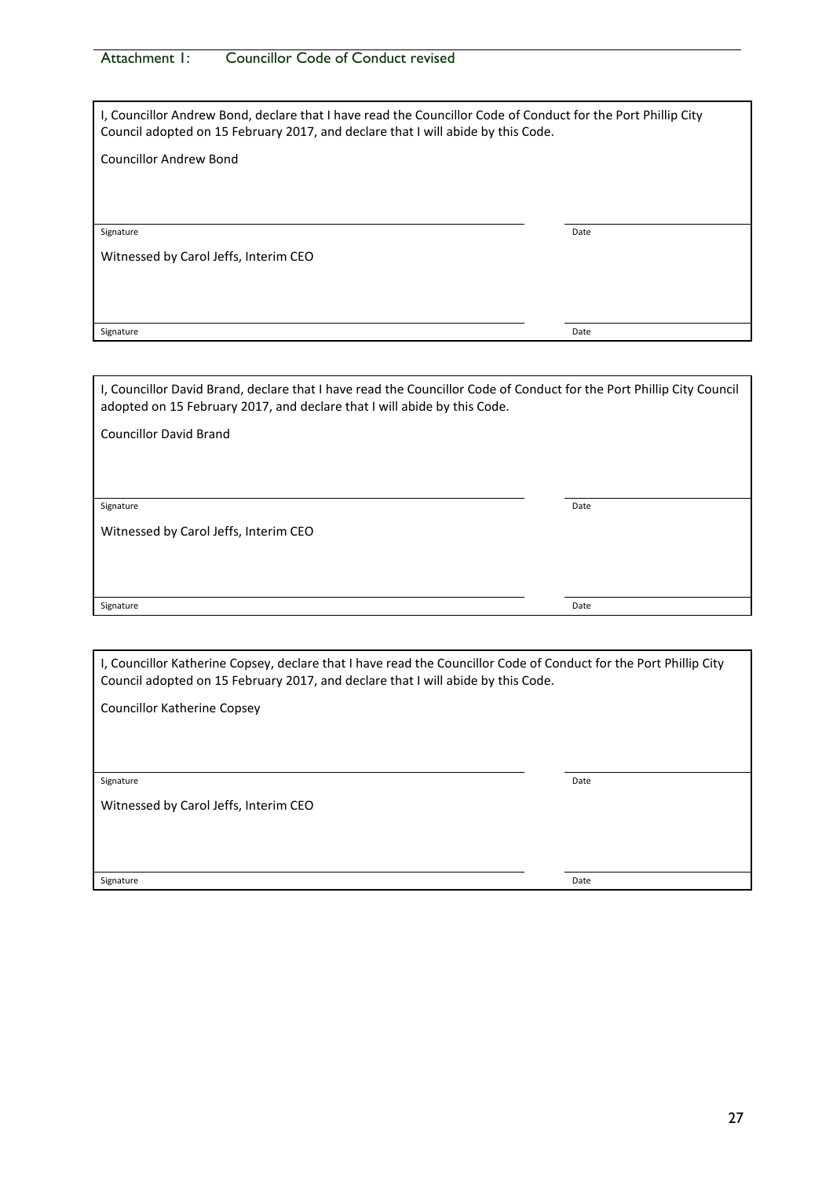Attachment 1: Councillor Code of Conduct revised

I, Councillor Andrew Bond, declare that I have read the Councillor Code of Conduct for the Port Phillip City Council adopted on 15 February 2017, and declare that I will abide by this Code.

Councillor Andrew Bond

Signature ______________________ Date ____________

Witnessed by Carol Jeffs, Interim CEO

Signature ______________________ Date ____________

I, Councillor David Brand, declare that I have read the Councillor Code of Conduct for the Port Phillip City Council adopted on 15 February 2017, and declare that I will abide by this Code.

Councillor David Brand

Signature ______________________ Date ____________

Witnessed by Carol Jeffs, Interim CEO

Signature ______________________ Date ____________

I, Councillor Katherine Copsey, declare that I have read the Councillor Code of Conduct for the Port Phillip City Council adopted on 15 February 2017, and declare that I will abide by this Code.

Councillor Katherine Copsey

Signature ______________________ Date ____________

Witnessed by Carol Jeffs, Interim CEO

Signature ______________________ Date ____________